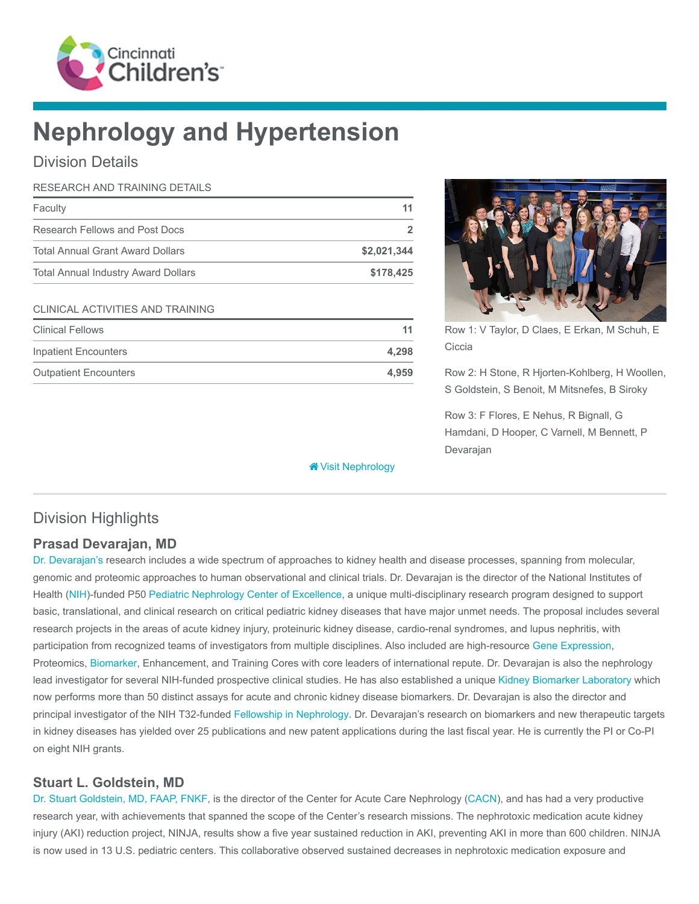# Nephrology and Hypertension

## Division Details

| RESEARCH AND TRAINING DETAILS | |
|---|---|
| Faculty | 11 |
| Research Fellows and Post Docs | 2 |
| Total Annual Grant Award Dollars | $2,021,344 |
| Total Annual Industry Award Dollars | $178,425 |

| CLINICAL ACTIVITIES AND TRAINING | |
|---|---|
| Clinical Fellows | 11 |
| Inpatient Encounters | 4,298 |
| Outpatient Encounters | 4,959 |

Row 1: V Taylor, D Claes, E Erkan, M Schuh, E Ciccia

Row 2: H Stone, R Hjorten-Kohlberg, H Woollen, S Goldstein, S Benoit, M Mitsnefes, B Siroky

Row 3: F Flores, E Nehus, R Bignall, G Hamdani, D Hooper, C Varnell, M Bennett, P Devarajan

Visit Nephrology

## Division Highlights

### Prasad Devarajan, MD

Dr. Devarajan's research includes a wide spectrum of approaches to kidney health and disease processes, spanning from molecular, genomic and proteomic approaches to human observational and clinical trials. Dr. Devarajan is the director of the National Institutes of Health (NIH)-funded P50 Pediatric Nephrology Center of Excellence, a unique multi-disciplinary research program designed to support basic, translational, and clinical research on critical pediatric kidney diseases that have major unmet needs. The proposal includes several research projects in the areas of acute kidney injury, proteinuric kidney disease, cardio-renal syndromes, and lupus nephritis, with participation from recognized teams of investigators from multiple disciplines. Also included are high-resource Gene Expression, Proteomics, Biomarker, Enhancement, and Training Cores with core leaders of international repute. Dr. Devarajan is also the nephrology lead investigator for several NIH-funded prospective clinical studies. He has also established a unique Kidney Biomarker Laboratory which now performs more than 50 distinct assays for acute and chronic kidney disease biomarkers. Dr. Devarajan is also the director and principal investigator of the NIH T32-funded Fellowship in Nephrology. Dr. Devarajan's research on biomarkers and new therapeutic targets in kidney diseases has yielded over 25 publications and new patent applications during the last fiscal year. He is currently the PI or Co-PI on eight NIH grants.

### Stuart L. Goldstein, MD

Dr. Stuart Goldstein, MD, FAAP, FNKF, is the director of the Center for Acute Care Nephrology (CACN), and has had a very productive research year, with achievements that spanned the scope of the Center's research missions. The nephrotoxic medication acute kidney injury (AKI) reduction project, NINJA, results show a five year sustained reduction in AKI, preventing AKI in more than 600 children. NINJA is now used in 13 U.S. pediatric centers. This collaborative observed sustained decreases in nephrotoxic medication exposure and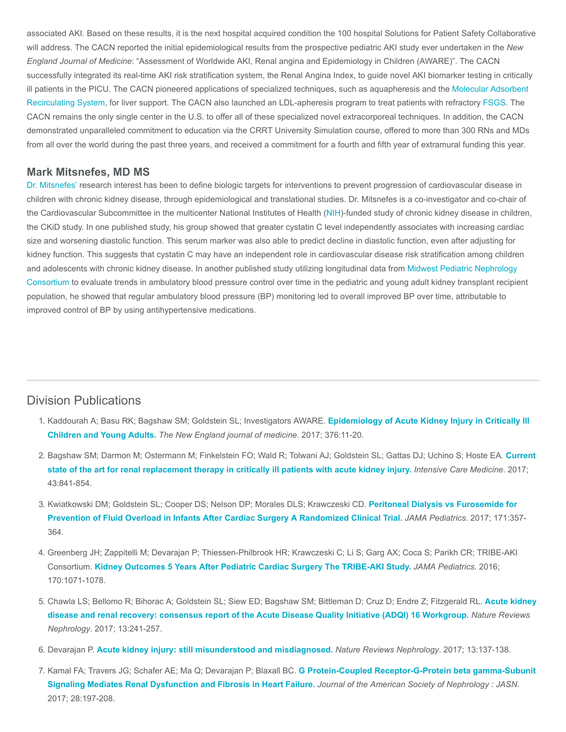associated AKI. Based on these results, it is the next hospital acquired condition the 100 hospital Solutions for Patient Safety Collaborative will address. The CACN reported the initial epidemiological results from the prospective pediatric AKI study ever undertaken in the *New England Journal of Medicine*: "Assessment of Worldwide AKI, Renal angina and Epidemiology in Children (AWARE)". The CACN successfully integrated its real-time AKI risk stratification system, the Renal Angina Index, to guide novel AKI biomarker testing in critically ill patients in the PICU. The CACN pioneered applications of specialized techniques, such as aquapheresis and the Molecular Adsorbent Recirculating System, for liver support. The CACN also launched an LDL-apheresis program to treat patients with refractory FSGS. The CACN remains the only single center in the U.S. to offer all of these specialized novel extracorporeal techniques. In addition, the CACN demonstrated unparalleled commitment to education via the CRRT University Simulation course, offered to more than 300 RNs and MDs from all over the world during the past three years, and received a commitment for a fourth and fifth year of extramural funding this year.

### Mark Mitsnefes, MD MS

Dr. Mitsnefes' research interest has been to define biologic targets for interventions to prevent progression of cardiovascular disease in children with chronic kidney disease, through epidemiological and translational studies. Dr. Mitsnefes is a co-investigator and co-chair of the Cardiovascular Subcommittee in the multicenter National Institutes of Health (NIH)-funded study of chronic kidney disease in children, the CKiD study. In one published study, his group showed that greater cystatin C level independently associates with increasing cardiac size and worsening diastolic function. This serum marker was also able to predict decline in diastolic function, even after adjusting for kidney function. This suggests that cystatin C may have an independent role in cardiovascular disease risk stratification among children and adolescents with chronic kidney disease. In another published study utilizing longitudinal data from Midwest Pediatric Nephrology Consortium to evaluate trends in ambulatory blood pressure control over time in the pediatric and young adult kidney transplant recipient population, he showed that regular ambulatory blood pressure (BP) monitoring led to overall improved BP over time, attributable to improved control of BP by using antihypertensive medications.

---

## Division Publications

1. Kaddourah A; Basu RK; Bagshaw SM; Goldstein SL; Investigators AWARE. **Epidemiology of Acute Kidney Injury in Critically Ill Children and Young Adults.** *The New England journal of medicine*. 2017; 376:11-20.
2. Bagshaw SM; Darmon M; Ostermann M; Finkelstein FO; Wald R; Tolwani AJ; Goldstein SL; Gattas DJ; Uchino S; Hoste EA. **Current state of the art for renal replacement therapy in critically ill patients with acute kidney injury.** *Intensive Care Medicine*. 2017; 43:841-854.
3. Kwiatkowski DM; Goldstein SL; Cooper DS; Nelson DP; Morales DLS; Krawczeski CD. **Peritoneal Dialysis vs Furosemide for Prevention of Fluid Overload in Infants After Cardiac Surgery A Randomized Clinical Trial.** *JAMA Pediatrics*. 2017; 171:357-364.
4. Greenberg JH; Zappitelli M; Devarajan P; Thiessen-Philbrook HR; Krawczeski C; Li S; Garg AX; Coca S; Parikh CR; TRIBE-AKI Consortium. **Kidney Outcomes 5 Years After Pediatric Cardiac Surgery The TRIBE-AKI Study.** *JAMA Pediatrics*. 2016; 170:1071-1078.
5. Chawla LS; Bellomo R; Bihorac A; Goldstein SL; Siew ED; Bagshaw SM; Bittleman D; Cruz D; Endre Z; Fitzgerald RL. **Acute kidney disease and renal recovery: consensus report of the Acute Disease Quality Initiative (ADQI) 16 Workgroup.** *Nature Reviews Nephrology*. 2017; 13:241-257.
6. Devarajan P. **Acute kidney injury: still misunderstood and misdiagnosed.** *Nature Reviews Nephrology*. 2017; 13:137-138.
7. Kamal FA; Travers JG; Schafer AE; Ma Q; Devarajan P; Blaxall BC. **G Protein-Coupled Receptor-G-Protein beta gamma-Subunit Signaling Mediates Renal Dysfunction and Fibrosis in Heart Failure.** *Journal of the American Society of Nephrology : JASN*. 2017; 28:197-208.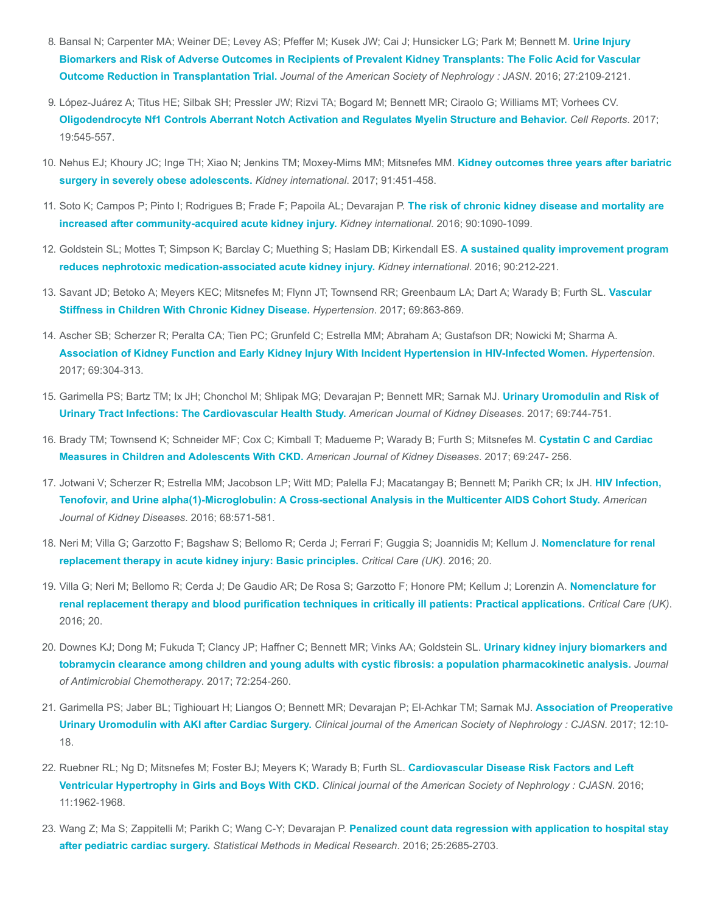8. Bansal N; Carpenter MA; Weiner DE; Levey AS; Pfeffer M; Kusek JW; Cai J; Hunsicker LG; Park M; Bennett M. **Urine Injury Biomarkers and Risk of Adverse Outcomes in Recipients of Prevalent Kidney Transplants: The Folic Acid for Vascular Outcome Reduction in Transplantation Trial.** *Journal of the American Society of Nephrology : JASN*. 2016; 27:2109-2121.

9. López-Juárez A; Titus HE; Silbak SH; Pressler JW; Rizvi TA; Bogard M; Bennett MR; Ciraolo G; Williams MT; Vorhees CV. **Oligodendrocyte Nf1 Controls Aberrant Notch Activation and Regulates Myelin Structure and Behavior.** *Cell Reports*. 2017; 19:545-557.

10. Nehus EJ; Khoury JC; Inge TH; Xiao N; Jenkins TM; Moxey-Mims MM; Mitsnefes MM. **Kidney outcomes three years after bariatric surgery in severely obese adolescents.** *Kidney international*. 2017; 91:451-458.

11. Soto K; Campos P; Pinto I; Rodrigues B; Frade F; Papoila AL; Devarajan P. **The risk of chronic kidney disease and mortality are increased after community-acquired acute kidney injury.** *Kidney international*. 2016; 90:1090-1099.

12. Goldstein SL; Mottes T; Simpson K; Barclay C; Muething S; Haslam DB; Kirkendall ES. **A sustained quality improvement program reduces nephrotoxic medication-associated acute kidney injury.** *Kidney international*. 2016; 90:212-221.

13. Savant JD; Betoko A; Meyers KEC; Mitsnefes M; Flynn JT; Townsend RR; Greenbaum LA; Dart A; Warady B; Furth SL. **Vascular Stiffness in Children With Chronic Kidney Disease.** *Hypertension*. 2017; 69:863-869.

14. Ascher SB; Scherzer R; Peralta CA; Tien PC; Grunfeld C; Estrella MM; Abraham A; Gustafson DR; Nowicki M; Sharma A. **Association of Kidney Function and Early Kidney Injury With Incident Hypertension in HIV-Infected Women.** *Hypertension*. 2017; 69:304-313.

15. Garimella PS; Bartz TM; Ix JH; Chonchol M; Shlipak MG; Devarajan P; Bennett MR; Sarnak MJ. **Urinary Uromodulin and Risk of Urinary Tract Infections: The Cardiovascular Health Study.** *American Journal of Kidney Diseases*. 2017; 69:744-751.

16. Brady TM; Townsend K; Schneider MF; Cox C; Kimball T; Madueme P; Warady B; Furth S; Mitsnefes M. **Cystatin C and Cardiac Measures in Children and Adolescents With CKD.** *American Journal of Kidney Diseases*. 2017; 69:247- 256.

17. Jotwani V; Scherzer R; Estrella MM; Jacobson LP; Witt MD; Palella FJ; Macatangay B; Bennett M; Parikh CR; Ix JH. **HIV Infection, Tenofovir, and Urine alpha(1)-Microglobulin: A Cross-sectional Analysis in the Multicenter AIDS Cohort Study.** *American Journal of Kidney Diseases*. 2016; 68:571-581.

18. Neri M; Villa G; Garzotto F; Bagshaw S; Bellomo R; Cerda J; Ferrari F; Guggia S; Joannidis M; Kellum J. **Nomenclature for renal replacement therapy in acute kidney injury: Basic principles.** *Critical Care (UK)*. 2016; 20.

19. Villa G; Neri M; Bellomo R; Cerda J; De Gaudio AR; De Rosa S; Garzotto F; Honore PM; Kellum J; Lorenzin A. **Nomenclature for renal replacement therapy and blood purification techniques in critically ill patients: Practical applications.** *Critical Care (UK)*. 2016; 20.

20. Downes KJ; Dong M; Fukuda T; Clancy JP; Haffner C; Bennett MR; Vinks AA; Goldstein SL. **Urinary kidney injury biomarkers and tobramycin clearance among children and young adults with cystic fibrosis: a population pharmacokinetic analysis.** *Journal of Antimicrobial Chemotherapy*. 2017; 72:254-260.

21. Garimella PS; Jaber BL; Tighiouart H; Liangos O; Bennett MR; Devarajan P; El-Achkar TM; Sarnak MJ. **Association of Preoperative Urinary Uromodulin with AKI after Cardiac Surgery.** *Clinical journal of the American Society of Nephrology : CJASN*. 2017; 12:10-18.

22. Ruebner RL; Ng D; Mitsnefes M; Foster BJ; Meyers K; Warady B; Furth SL. **Cardiovascular Disease Risk Factors and Left Ventricular Hypertrophy in Girls and Boys With CKD.** *Clinical journal of the American Society of Nephrology : CJASN*. 2016; 11:1962-1968.

23. Wang Z; Ma S; Zappitelli M; Parikh C; Wang C-Y; Devarajan P. **Penalized count data regression with application to hospital stay after pediatric cardiac surgery.** *Statistical Methods in Medical Research*. 2016; 25:2685-2703.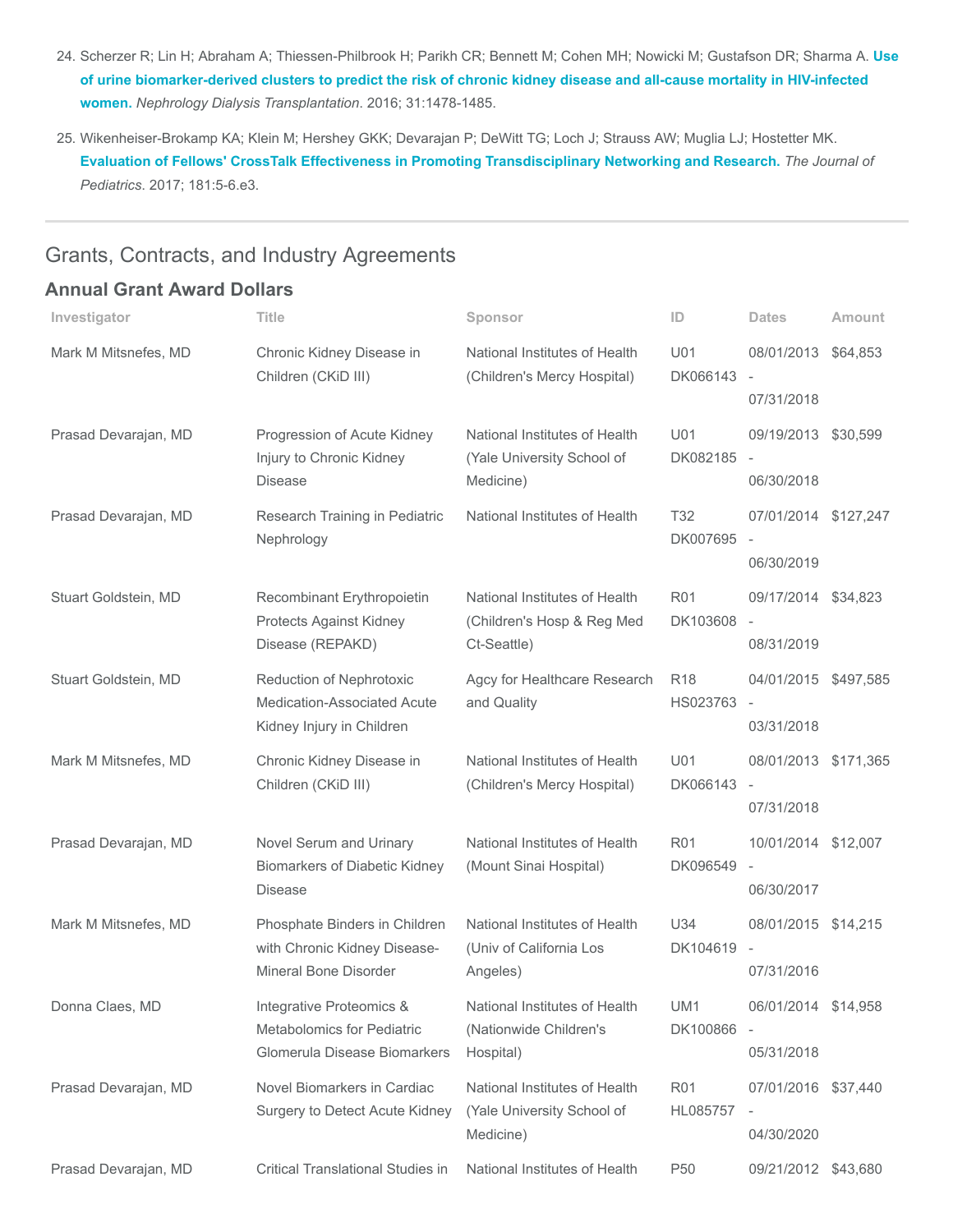24. Scherzer R; Lin H; Abraham A; Thiessen-Philbrook H; Parikh CR; Bennett M; Cohen MH; Nowicki M; Gustafson DR; Sharma A. **Use of urine biomarker-derived clusters to predict the risk of chronic kidney disease and all-cause mortality in HIV-infected women.** *Nephrology Dialysis Transplantation*. 2016; 31:1478-1485.

25. Wikenheiser-Brokamp KA; Klein M; Hershey GKK; Devarajan P; DeWitt TG; Loch J; Strauss AW; Muglia LJ; Hostetter MK. **Evaluation of Fellows' CrossTalk Effectiveness in Promoting Transdisciplinary Networking and Research.** *The Journal of Pediatrics*. 2017; 181:5-6.e3.

## Grants, Contracts, and Industry Agreements

### Annual Grant Award Dollars

| Investigator | Title | Sponsor | ID | Dates | Amount |
|---|---|---|---|---|---|
| Mark M Mitsnefes, MD | Chronic Kidney Disease in Children (CKiD III) | National Institutes of Health (Children's Mercy Hospital) | U01 DK066143 | 08/01/2013 - 07/31/2018 | $64,853 |
| Prasad Devarajan, MD | Progression of Acute Kidney Injury to Chronic Kidney Disease | National Institutes of Health (Yale University School of Medicine) | U01 DK082185 | 09/19/2013 - 06/30/2018 | $30,599 |
| Prasad Devarajan, MD | Research Training in Pediatric Nephrology | National Institutes of Health | T32 DK007695 | 07/01/2014 - 06/30/2019 | $127,247 |
| Stuart Goldstein, MD | Recombinant Erythropoietin Protects Against Kidney Disease (REPAKD) | National Institutes of Health (Children's Hosp & Reg Med Ct-Seattle) | R01 DK103608 | 09/17/2014 - 08/31/2019 | $34,823 |
| Stuart Goldstein, MD | Reduction of Nephrotoxic Medication-Associated Acute Kidney Injury in Children | Agcy for Healthcare Research and Quality | R18 HS023763 | 04/01/2015 - 03/31/2018 | $497,585 |
| Mark M Mitsnefes, MD | Chronic Kidney Disease in Children (CKiD III) | National Institutes of Health (Children's Mercy Hospital) | U01 DK066143 | 08/01/2013 - 07/31/2018 | $171,365 |
| Prasad Devarajan, MD | Novel Serum and Urinary Biomarkers of Diabetic Kidney Disease | National Institutes of Health (Mount Sinai Hospital) | R01 DK096549 | 10/01/2014 - 06/30/2017 | $12,007 |
| Mark M Mitsnefes, MD | Phosphate Binders in Children with Chronic Kidney Disease-Mineral Bone Disorder | National Institutes of Health (Univ of California Los Angeles) | U34 DK104619 | 08/01/2015 - 07/31/2016 | $14,215 |
| Donna Claes, MD | Integrative Proteomics & Metabolomics for Pediatric Glomerula Disease Biomarkers | National Institutes of Health (Nationwide Children's Hospital) | UM1 DK100866 | 06/01/2014 - 05/31/2018 | $14,958 |
| Prasad Devarajan, MD | Novel Biomarkers in Cardiac Surgery to Detect Acute Kidney | National Institutes of Health (Yale University School of Medicine) | R01 HL085757 | 07/01/2016 - 04/30/2020 | $37,440 |
| Prasad Devarajan, MD | Critical Translational Studies in | National Institutes of Health | P50 | 09/21/2012 | $43,680 |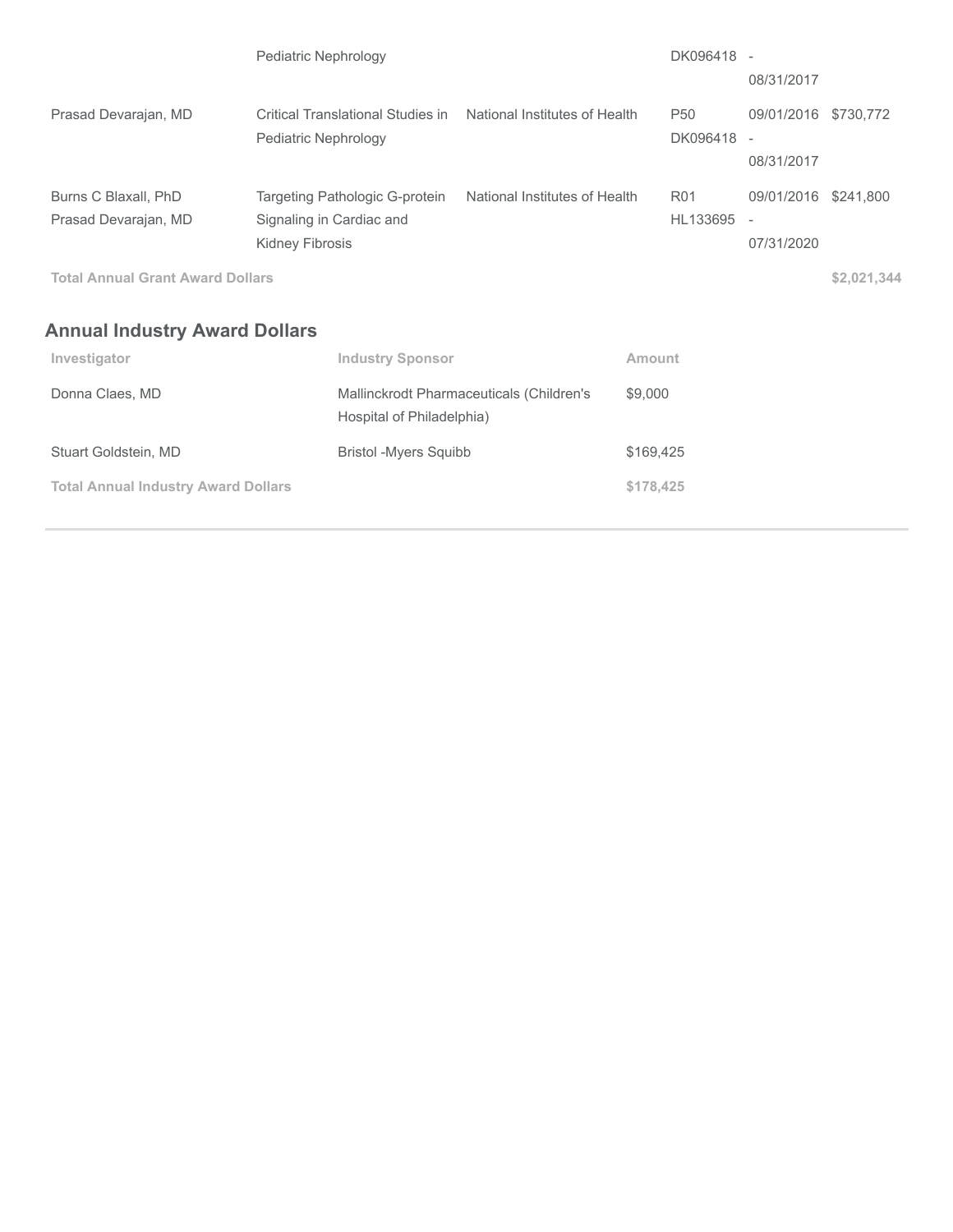| | | | | | |
|---|---|---|---|---|---|
| | Pediatric Nephrology | | DK096418 | - 08/31/2017 | |
| Prasad Devarajan, MD | Critical Translational Studies in Pediatric Nephrology | National Institutes of Health | P50 DK096418 | 09/01/2016 - 08/31/2017 | $730,772 |
| Burns C Blaxall, PhD<br>Prasad Devarajan, MD | Targeting Pathologic G-protein Signaling in Cardiac and Kidney Fibrosis | National Institutes of Health | R01 HL133695 | 09/01/2016 - 07/31/2020 | $241,800 |
| **Total Annual Grant Award Dollars** | | | | | **$2,021,344** |

## Annual Industry Award Dollars

| Investigator | Industry Sponsor | Amount |
|---|---|---|
| Donna Claes, MD | Mallinckrodt Pharmaceuticals (Children's Hospital of Philadelphia) | $9,000 |
| Stuart Goldstein, MD | Bristol -Myers Squibb | $169,425 |
| **Total Annual Industry Award Dollars** | | **$178,425** |